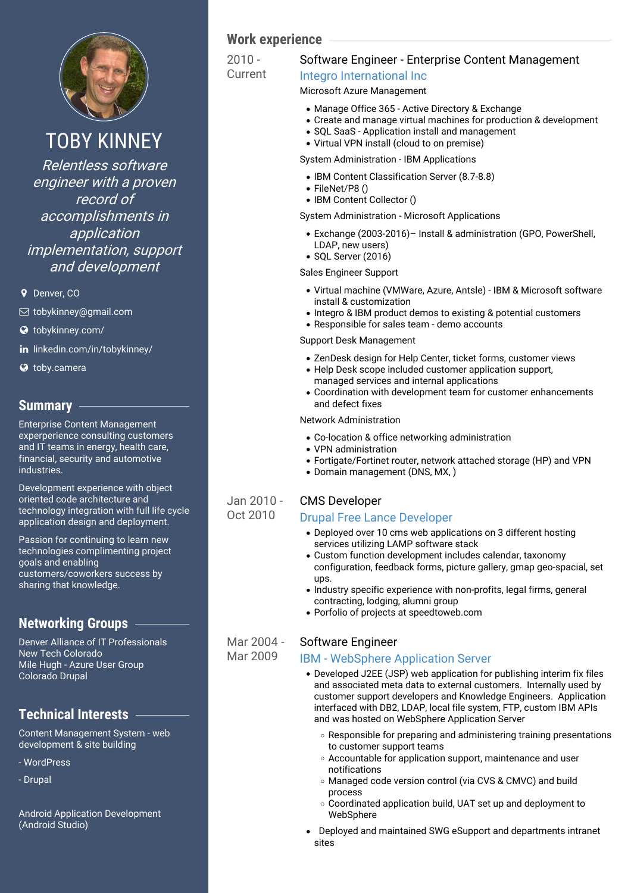# TOBY KINNEY

*Relentless software engineer with a proven record of accomplishments in application implementation, support and development*

- Denver, CO
- tobykinney@gmail.com
- tobykinney.com/
- linkedin.com/in/tobykinney/
- toby.camera

## Summary

Enterprise Content Management experperience consulting customers and IT teams in energy, health care, financial, security and automotive industries.

Development experience with object oriented code architecture and technology integration with full life cycle application design and deployment.

Passion for continuing to learn new technologies complimenting project goals and enabling customers/coworkers success by sharing that knowledge.

## Networking Groups

Denver Alliance of IT Professionals
New Tech Colorado
Mile Hugh - Azure User Group
Colorado Drupal

## Technical Interests

Content Management System - web development & site building

- WordPress

- Drupal

Android Application Development (Android Studio)

## Work experience

### 2010 - Current

### Software Engineer - Enterprise Content Management

**Integro International Inc**

Microsoft Azure Management

- Manage Office 365 - Active Directory & Exchange
- Create and manage virtual machines for production & development
- SQL SaaS - Application install and management
- Virtual VPN install (cloud to on premise)

System Administration - IBM Applications

- IBM Content Classification Server (8.7-8.8)
- FileNet/P8 ()
- IBM Content Collector ()

System Administration - Microsoft Applications

- Exchange (2003-2016)– Install & administration (GPO, PowerShell, LDAP, new users)
- SQL Server (2016)

Sales Engineer Support

- Virtual machine (VMWare, Azure, Antsle) - IBM & Microsoft software install & customization
- Integro & IBM product demos to existing & potential customers
- Responsible for sales team - demo accounts

Support Desk Management

- ZenDesk design for Help Center, ticket forms, customer views
- Help Desk scope included customer application support, managed services and internal applications
- Coordination with development team for customer enhancements and defect fixes

Network Administration

- Co-location & office networking administration
- VPN administration
- Fortigate/Fortinet router, network attached storage (HP) and VPN
- Domain management (DNS, MX, )

### Jan 2010 - Oct 2010

### CMS Developer

**Drupal Free Lance Developer**

- Deployed over 10 cms web applications on 3 different hosting services utilizing LAMP software stack
- Custom function development includes calendar, taxonomy configuration, feedback forms, picture gallery, gmap geo-spacial, set ups.
- Industry specific experience with non-profits, legal firms, general contracting, lodging, alumni group
- Porfolio of projects at speedtoweb.com

### Mar 2004 - Mar 2009

### Software Engineer

**IBM - WebSphere Application Server**

- Developed J2EE (JSP) web application for publishing interim fix files and associated meta data to external customers. Internally used by customer support developers and Knowledge Engineers. Application interfaced with DB2, LDAP, local file system, FTP, custom IBM APIs and was hosted on WebSphere Application Server
  - Responsible for preparing and administering training presentations to customer support teams
  - Accountable for application support, maintenance and user notifications
  - Managed code version control (via CVS & CMVC) and build process
  - Coordinated application build, UAT set up and deployment to WebSphere
- Deployed and maintained SWG eSupport and departments intranet sites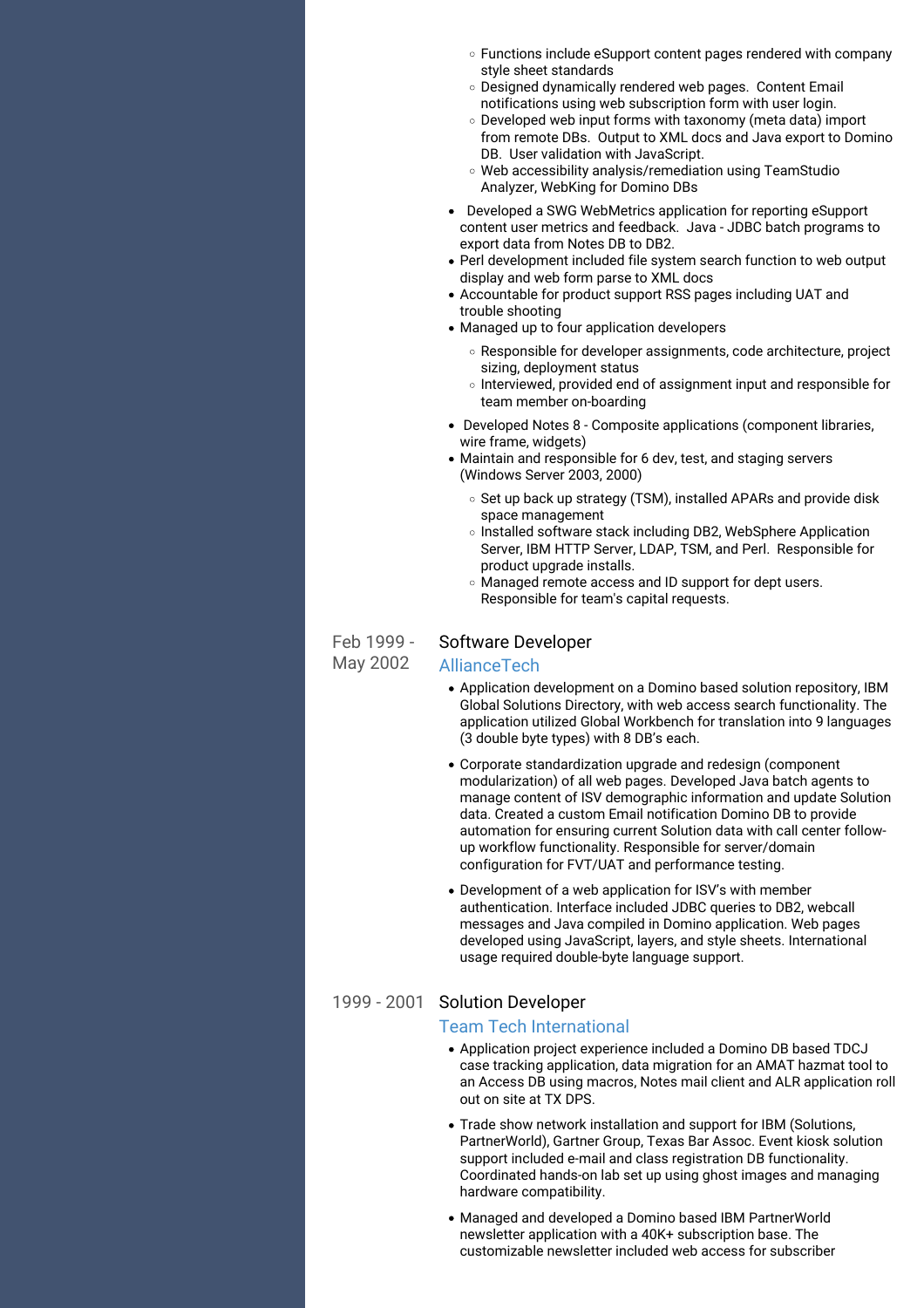- Functions include eSupport content pages rendered with company style sheet standards
  - Designed dynamically rendered web pages.  Content Email notifications using web subscription form with user login.
  - Developed web input forms with taxonomy (meta data) import from remote DBs.  Output to XML docs and Java export to Domino DB.  User validation with JavaScript.
  - Web accessibility analysis/remediation using TeamStudio Analyzer, WebKing for Domino DBs
- Developed a SWG WebMetrics application for reporting eSupport content user metrics and feedback.  Java - JDBC batch programs to export data from Notes DB to DB2.
- Perl development included file system search function to web output display and web form parse to XML docs
- Accountable for product support RSS pages including UAT and trouble shooting
- Managed up to four application developers
  - Responsible for developer assignments, code architecture, project sizing, deployment status
  - Interviewed, provided end of assignment input and responsible for team member on-boarding
- Developed Notes 8 - Composite applications (component libraries, wire frame, widgets)
- Maintain and responsible for 6 dev, test, and staging servers (Windows Server 2003, 2000)
  - Set up back up strategy (TSM), installed APARs and provide disk space management
  - Installed software stack including DB2, WebSphere Application Server, IBM HTTP Server, LDAP, TSM, and Perl.  Responsible for product upgrade installs.
  - Managed remote access and ID support for dept users. Responsible for team's capital requests.

Feb 1999 - May 2002

### Software Developer

AllianceTech

- Application development on a Domino based solution repository, IBM Global Solutions Directory, with web access search functionality. The application utilized Global Workbench for translation into 9 languages (3 double byte types) with 8 DB's each.
- Corporate standardization upgrade and redesign (component modularization) of all web pages. Developed Java batch agents to manage content of ISV demographic information and update Solution data. Created a custom Email notification Domino DB to provide automation for ensuring current Solution data with call center follow-up workflow functionality. Responsible for server/domain configuration for FVT/UAT and performance testing.
- Development of a web application for ISV's with member authentication. Interface included JDBC queries to DB2, webcall messages and Java compiled in Domino application. Web pages developed using JavaScript, layers, and style sheets. International usage required double-byte language support.

1999 - 2001

### Solution Developer

Team Tech International

- Application project experience included a Domino DB based TDCJ case tracking application, data migration for an AMAT hazmat tool to an Access DB using macros, Notes mail client and ALR application roll out on site at TX DPS.
- Trade show network installation and support for IBM (Solutions, PartnerWorld), Gartner Group, Texas Bar Assoc. Event kiosk solution support included e-mail and class registration DB functionality. Coordinated hands-on lab set up using ghost images and managing hardware compatibility.
- Managed and developed a Domino based IBM PartnerWorld newsletter application with a 40K+ subscription base. The customizable newsletter included web access for subscriber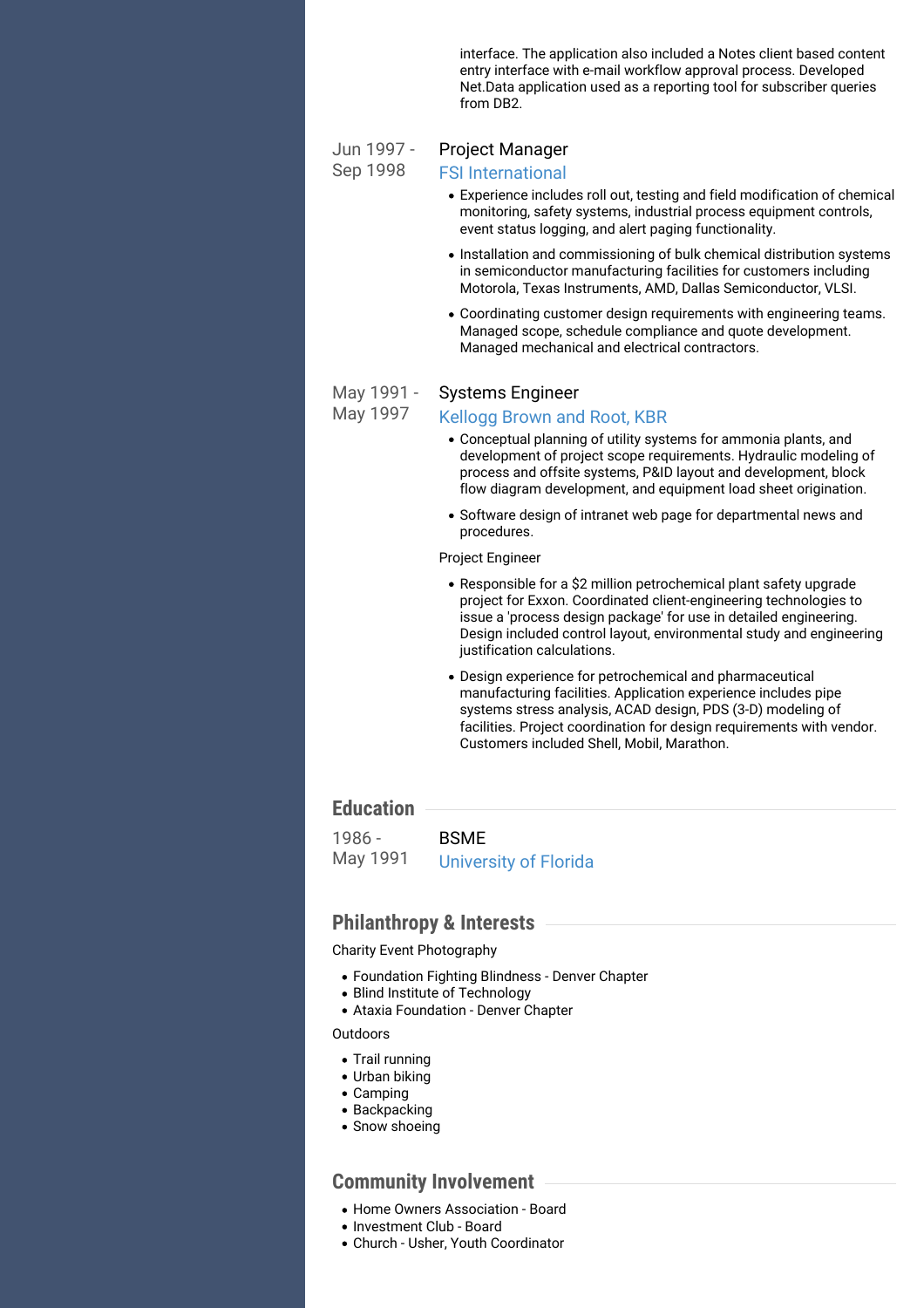interface. The application also included a Notes client based content entry interface with e-mail workflow approval process. Developed Net.Data application used as a reporting tool for subscriber queries from DB2.

Jun 1997 - Sep 1998

### Project Manager

FSI International

- Experience includes roll out, testing and field modification of chemical monitoring, safety systems, industrial process equipment controls, event status logging, and alert paging functionality.
- Installation and commissioning of bulk chemical distribution systems in semiconductor manufacturing facilities for customers including Motorola, Texas Instruments, AMD, Dallas Semiconductor, VLSI.
- Coordinating customer design requirements with engineering teams. Managed scope, schedule compliance and quote development. Managed mechanical and electrical contractors.

May 1991 - May 1997

### Systems Engineer

Kellogg Brown and Root, KBR

- Conceptual planning of utility systems for ammonia plants, and development of project scope requirements. Hydraulic modeling of process and offsite systems, P&ID layout and development, block flow diagram development, and equipment load sheet origination.
- Software design of intranet web page for departmental news and procedures.

Project Engineer

- Responsible for a $2 million petrochemical plant safety upgrade project for Exxon. Coordinated client-engineering technologies to issue a 'process design package' for use in detailed engineering. Design included control layout, environmental study and engineering justification calculations.
- Design experience for petrochemical and pharmaceutical manufacturing facilities. Application experience includes pipe systems stress analysis, ACAD design, PDS (3-D) modeling of facilities. Project coordination for design requirements with vendor. Customers included Shell, Mobil, Marathon.

## Education

1986 - May 1991

### BSME

University of Florida

## Philanthropy & Interests

Charity Event Photography

- Foundation Fighting Blindness - Denver Chapter
- Blind Institute of Technology
- Ataxia Foundation - Denver Chapter

Outdoors

- Trail running
- Urban biking
- Camping
- Backpacking
- Snow shoeing

## Community Involvement

- Home Owners Association - Board
- Investment Club - Board
- Church - Usher, Youth Coordinator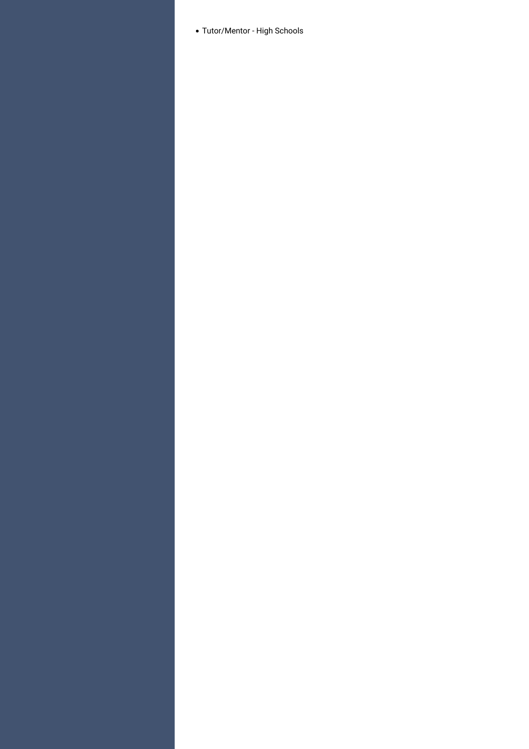- Tutor/Mentor - High Schools